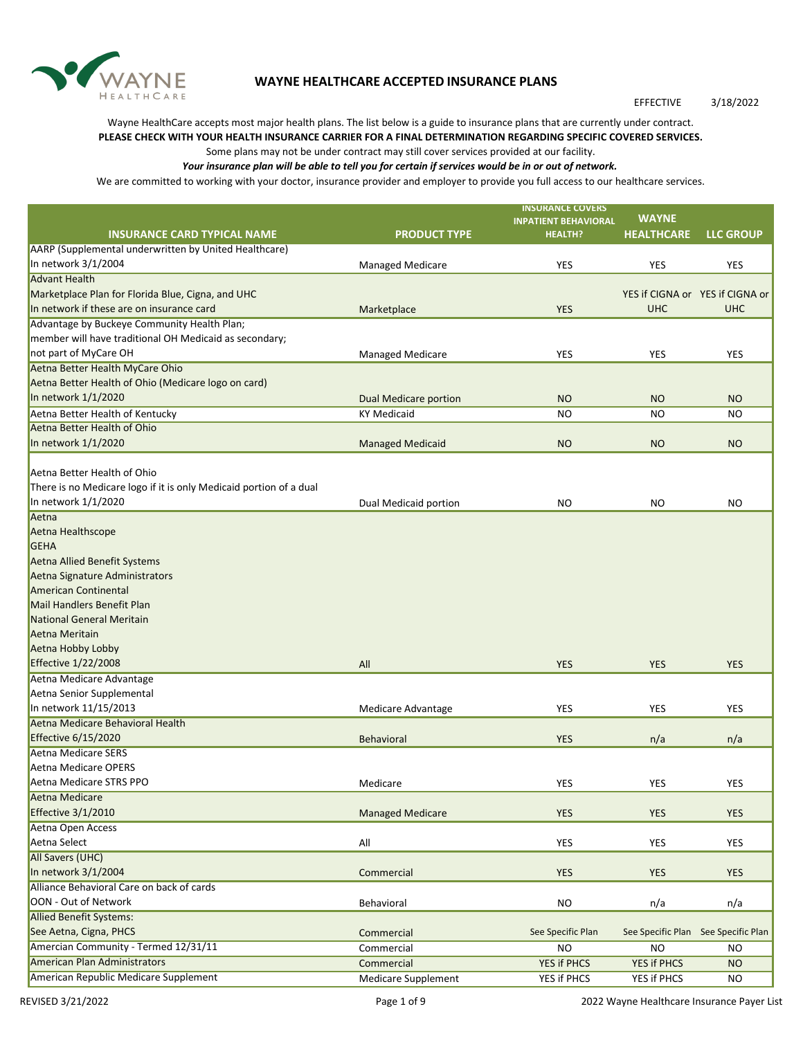# WAYNE HEALTHCARE ACCEPTED INSURANCE PLANS

EFFECTIVE 3/18/2022

Wayne HealthCare accepts most major health plans. The list below is a guide to insurance plans that are currently under contract.

**PLEASE CHECK WITH YOUR HEALTH INSURANCE CARRIER FOR A FINAL DETERMINATION REGARDING SPECIFIC COVERED SERVICES.**

Some plans may not be under contract may still cover services provided at our facility.

***Your insurance plan will be able to tell you for certain if services would be in or out of network.***

We are committed to working with your doctor, insurance provider and employer to provide you full access to our healthcare services.

| INSURANCE CARD TYPICAL NAME | PRODUCT TYPE | INSURANCE COVERS INPATIENT BEHAVIORAL HEALTH? | WAYNE HEALTHCARE | LLC GROUP |
|---|---|---|---|---|
| AARP (Supplemental underwritten by United Healthcare)<br>In network 3/1/2004 | Managed Medicare | YES | YES | YES |
| Advant Health<br>Marketplace Plan for Florida Blue, Cigna, and UHC<br>In network if these are on insurance card | Marketplace | YES | YES if CIGNA or UHC | YES if CIGNA or UHC |
| Advantage by Buckeye Community Health Plan;<br>member will have traditional OH Medicaid as secondary;<br>not part of MyCare OH | Managed Medicare | YES | YES | YES |
| Aetna Better Health MyCare Ohio<br>Aetna Better Health of Ohio (Medicare logo on card)<br>In network 1/1/2020 | Dual Medicare portion | NO | NO | NO |
| Aetna Better Health of Kentucky | KY Medicaid | NO | NO | NO |
| Aetna Better Health of Ohio<br>In network 1/1/2020 | Managed Medicaid | NO | NO | NO |
| Aetna Better Health of Ohio<br>There is no Medicare logo if it is only Medicaid portion of a dual<br>In network 1/1/2020 | Dual Medicaid portion | NO | NO | NO |
| Aetna<br>Aetna Healthscope<br>GEHA<br>Aetna Allied Benefit Systems<br>Aetna Signature Administrators<br>American Continental<br>Mail Handlers Benefit Plan<br>National General Meritain<br>Aetna Meritain<br>Aetna Hobby Lobby<br>Effective 1/22/2008 | All | YES | YES | YES |
| Aetna Medicare Advantage<br>Aetna Senior Supplemental<br>In network 11/15/2013 | Medicare Advantage | YES | YES | YES |
| Aetna Medicare Behavioral Health<br>Effective 6/15/2020 | Behavioral | YES | n/a | n/a |
| Aetna Medicare SERS<br>Aetna Medicare OPERS<br>Aetna Medicare STRS PPO | Medicare | YES | YES | YES |
| Aetna Medicare<br>Effective 3/1/2010 | Managed Medicare | YES | YES | YES |
| Aetna Open Access<br>Aetna Select | All | YES | YES | YES |
| All Savers (UHC)<br>In network 3/1/2004 | Commercial | YES | YES | YES |
| Alliance Behavioral Care on back of cards<br>OON - Out of Network | Behavioral | NO | n/a | n/a |
| Allied Benefit Systems:<br>See Aetna, Cigna, PHCS | Commercial | See Specific Plan | See Specific Plan | See Specific Plan |
| Amercian Community - Termed 12/31/11 | Commercial | NO | NO | NO |
| American Plan Administrators | Commercial | YES if PHCS | YES if PHCS | NO |
| American Republic Medicare Supplement | Medicare Supplement | YES if PHCS | YES if PHCS | NO |

REVISED 3/21/2022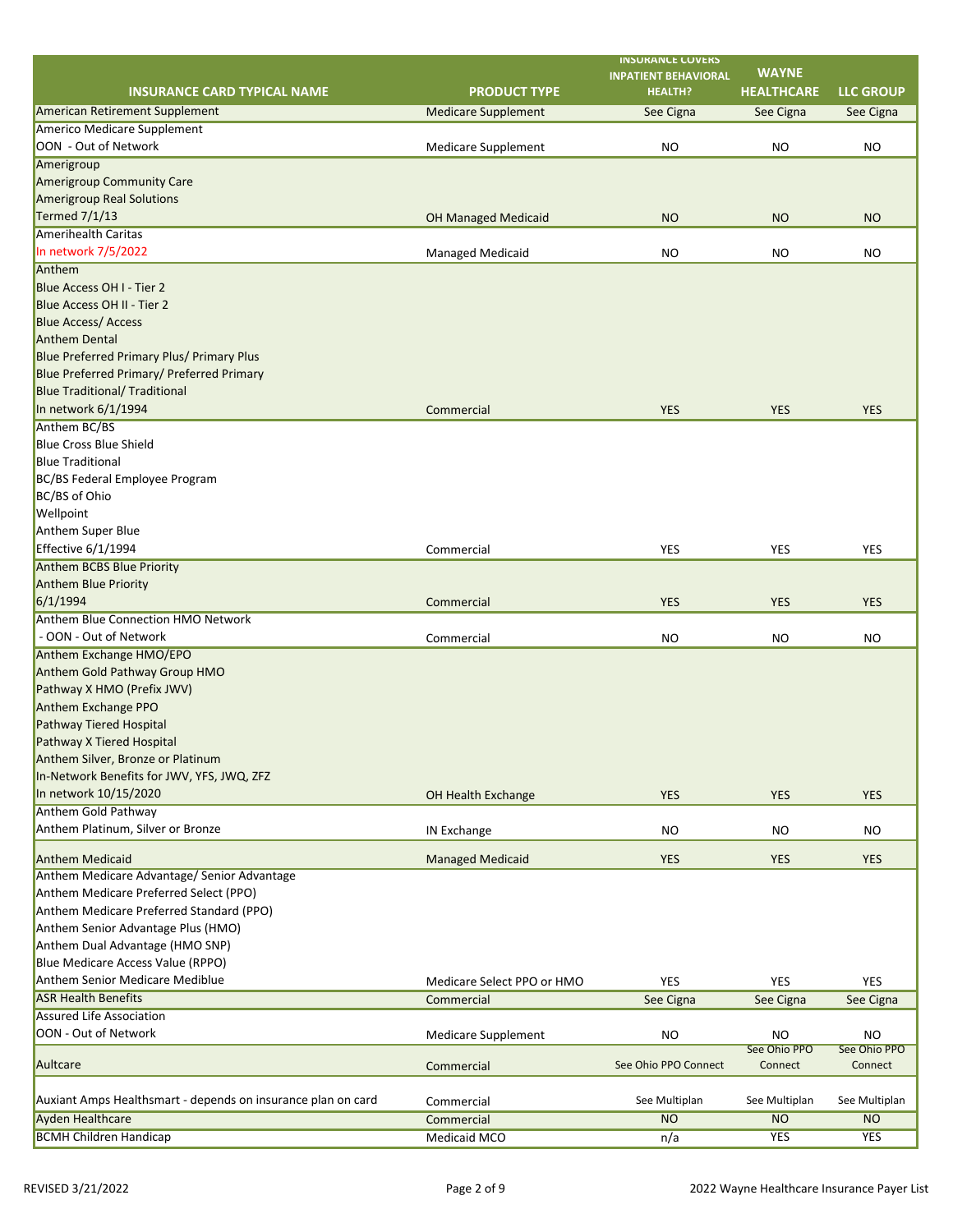| INSURANCE CARD TYPICAL NAME | PRODUCT TYPE | INSURANCE COVERS INPATIENT BEHAVIORAL HEALTH? | WAYNE HEALTHCARE | LLC GROUP |
|---|---|---|---|---|
| American Retirement Supplement | Medicare Supplement | See Cigna | See Cigna | See Cigna |
| Americo Medicare Supplement<br>OON - Out of Network | Medicare Supplement | NO | NO | NO |
| Amerigroup<br>Amerigroup Community Care<br>Amerigroup Real Solutions<br>Termed 7/1/13 | OH Managed Medicaid | NO | NO | NO |
| Amerihealth Caritas<br>In network 7/5/2022 | Managed Medicaid | NO | NO | NO |
| Anthem<br>Blue Access OH I - Tier 2<br>Blue Access OH II - Tier 2<br>Blue Access/ Access<br>Anthem Dental<br>Blue Preferred Primary Plus/ Primary Plus<br>Blue Preferred Primary/ Preferred Primary<br>Blue Traditional/ Traditional<br>In network 6/1/1994 | Commercial | YES | YES | YES |
| Anthem BC/BS<br>Blue Cross Blue Shield<br>Blue Traditional<br>BC/BS Federal Employee Program<br>BC/BS of Ohio<br>Wellpoint<br>Anthem Super Blue<br>Effective 6/1/1994 | Commercial | YES | YES | YES |
| Anthem BCBS Blue Priority<br>Anthem Blue Priority<br>6/1/1994 | Commercial | YES | YES | YES |
| Anthem Blue Connection HMO Network<br>- OON - Out of Network | Commercial | NO | NO | NO |
| Anthem Exchange HMO/EPO<br>Anthem Gold Pathway Group HMO<br>Pathway X HMO (Prefix JWV)<br>Anthem Exchange PPO<br>Pathway Tiered Hospital<br>Pathway X Tiered Hospital<br>Anthem Silver, Bronze or Platinum<br>In-Network Benefits for JWV, YFS, JWQ, ZFZ<br>In network 10/15/2020 | OH Health Exchange | YES | YES | YES |
| Anthem Gold Pathway<br>Anthem Platinum, Silver or Bronze | IN Exchange | NO | NO | NO |
| Anthem Medicaid | Managed Medicaid | YES | YES | YES |
| Anthem Medicare Advantage/ Senior Advantage<br>Anthem Medicare Preferred Select (PPO)<br>Anthem Medicare Preferred Standard (PPO)<br>Anthem Senior Advantage Plus (HMO)<br>Anthem Dual Advantage (HMO SNP)<br>Blue Medicare Access Value (RPPO)<br>Anthem Senior Medicare Mediblue | Medicare Select PPO or HMO | YES | YES | YES |
| ASR Health Benefits | Commercial | See Cigna | See Cigna | See Cigna |
| Assured Life Association<br>OON - Out of Network | Medicare Supplement | NO | NO | NO |
| Aultcare | Commercial | See Ohio PPO Connect | See Ohio PPO Connect | See Ohio PPO Connect |
| Auxiant Amps Healthsmart - depends on insurance plan on card | Commercial | See Multiplan | See Multiplan | See Multiplan |
| Ayden Healthcare | Commercial | NO | NO | NO |
| BCMH Children Handicap | Medicaid MCO | n/a | YES | YES |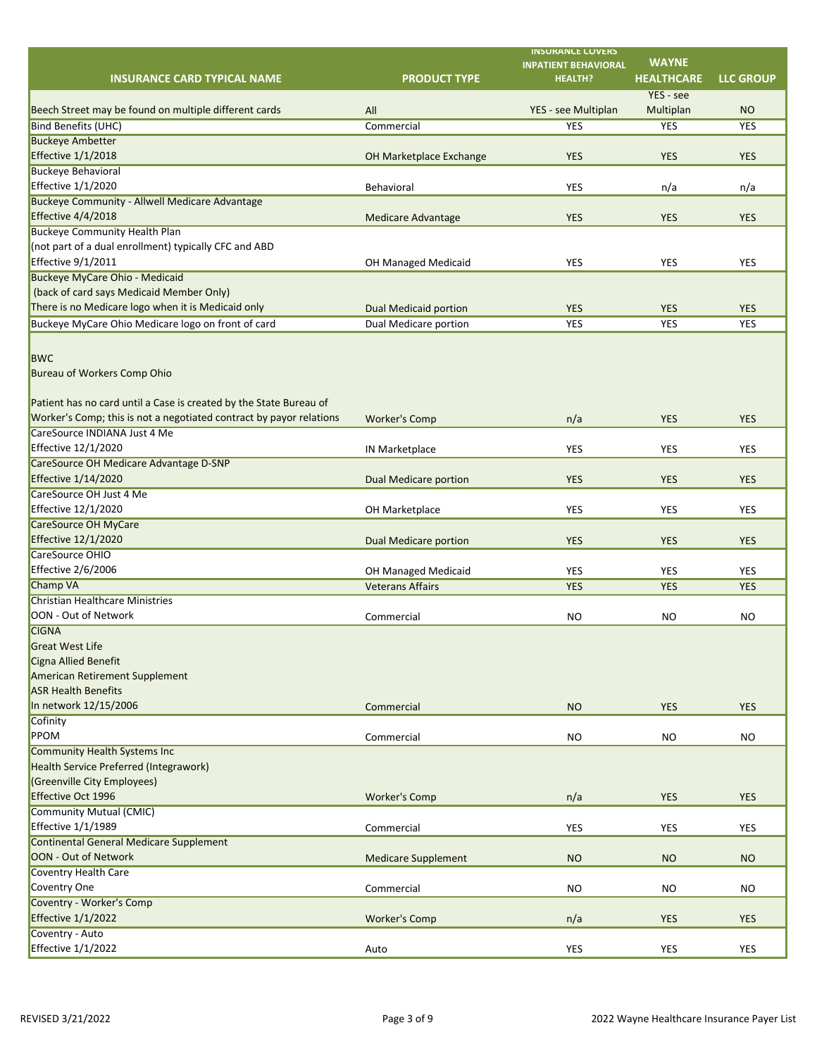| INSURANCE CARD TYPICAL NAME | PRODUCT TYPE | INSURANCE COVERS INPATIENT BEHAVIORAL HEALTH? | WAYNE HEALTHCARE | LLC GROUP |
|---|---|---|---|---|
| Beech Street may be found on multiple different cards | All | YES - see Multiplan | YES - see Multiplan | NO |
| Bind Benefits (UHC) | Commercial | YES | YES | YES |
| Buckeye Ambetter<br>Effective 1/1/2018 | OH Marketplace Exchange | YES | YES | YES |
| Buckeye Behavioral<br>Effective 1/1/2020 | Behavioral | YES | n/a | n/a |
| Buckeye Community - Allwell Medicare Advantage<br>Effective 4/4/2018 | Medicare Advantage | YES | YES | YES |
| Buckeye Community Health Plan<br>(not part of a dual enrollment) typically CFC and ABD<br>Effective 9/1/2011 | OH Managed Medicaid | YES | YES | YES |
| Buckeye MyCare Ohio - Medicaid<br>(back of card says Medicaid Member Only)<br>There is no Medicare logo when it is Medicaid only | Dual Medicaid portion | YES | YES | YES |
| Buckeye MyCare Ohio Medicare logo on front of card | Dual Medicare portion | YES | YES | YES |
| BWC<br>Bureau of Workers Comp Ohio<br><br>Patient has no card until a Case is created by the State Bureau of Worker's Comp; this is not a negotiated contract by payor relations | Worker's Comp | n/a | YES | YES |
| CareSource INDIANA Just 4 Me<br>Effective 12/1/2020 | IN Marketplace | YES | YES | YES |
| CareSource OH Medicare Advantage D-SNP<br>Effective 1/14/2020 | Dual Medicare portion | YES | YES | YES |
| CareSource OH Just 4 Me<br>Effective 12/1/2020 | OH Marketplace | YES | YES | YES |
| CareSource OH MyCare<br>Effective 12/1/2020 | Dual Medicare portion | YES | YES | YES |
| CareSource OHIO<br>Effective 2/6/2006 | OH Managed Medicaid | YES | YES | YES |
| Champ VA | Veterans Affairs | YES | YES | YES |
| Christian Healthcare Ministries<br>OON - Out of Network | Commercial | NO | NO | NO |
| CIGNA<br>Great West Life<br>Cigna Allied Benefit<br>American Retirement Supplement<br>ASR Health Benefits<br>In network 12/15/2006 | Commercial | NO | YES | YES |
| Cofinity<br>PPOM | Commercial | NO | NO | NO |
| Community Health Systems Inc<br>Health Service Preferred (Integrawork)<br>(Greenville City Employees)<br>Effective Oct 1996 | Worker's Comp | n/a | YES | YES |
| Community Mutual (CMIC)<br>Effective 1/1/1989 | Commercial | YES | YES | YES |
| Continental General Medicare Supplement<br>OON - Out of Network | Medicare Supplement | NO | NO | NO |
| Coventry Health Care<br>Coventry One | Commercial | NO | NO | NO |
| Coventry - Worker's Comp<br>Effective 1/1/2022 | Worker's Comp | n/a | YES | YES |
| Coventry - Auto<br>Effective 1/1/2022 | Auto | YES | YES | YES |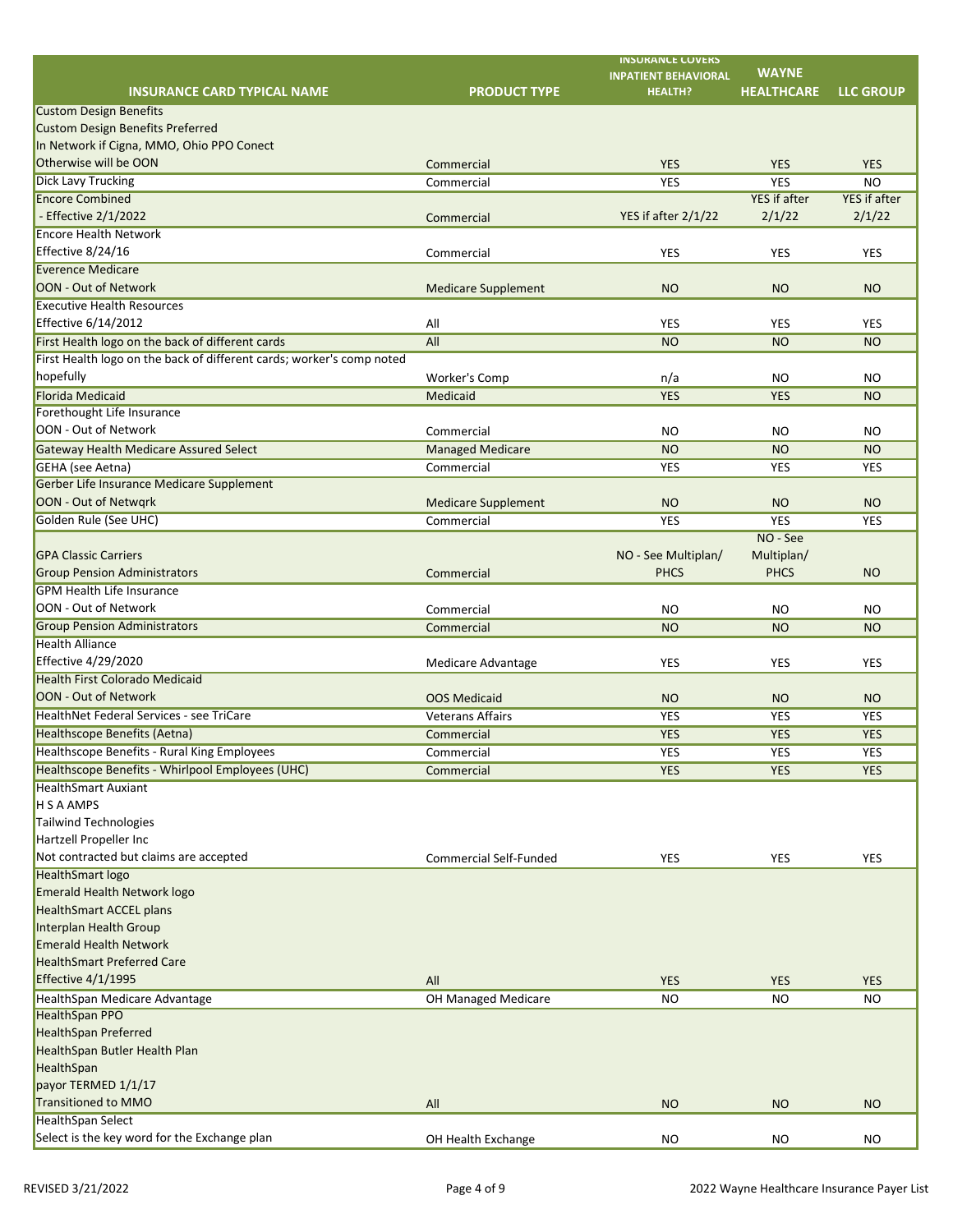| INSURANCE CARD TYPICAL NAME | PRODUCT TYPE | INSURANCE COVERS INPATIENT BEHAVIORAL HEALTH? | WAYNE HEALTHCARE | LLC GROUP |
|---|---|---|---|---|
| Custom Design Benefits<br>Custom Design Benefits Preferred<br>In Network if Cigna, MMO, Ohio PPO Conect<br>Otherwise will be OON | Commercial | YES | YES | YES |
| Dick Lavy Trucking | Commercial | YES | YES | NO |
| Encore Combined<br>- Effective 2/1/2022 | Commercial | YES if after 2/1/22 | YES if after 2/1/22 | YES if after 2/1/22 |
| Encore Health Network<br>Effective 8/24/16 | Commercial | YES | YES | YES |
| Everence Medicare<br>OON - Out of Network | Medicare Supplement | NO | NO | NO |
| Executive Health Resources<br>Effective 6/14/2012 | All | YES | YES | YES |
| First Health logo on the back of different cards | All | NO | NO | NO |
| First Health logo on the back of different cards; worker's comp noted hopefully | Worker's Comp | n/a | NO | NO |
| Florida Medicaid | Medicaid | YES | YES | NO |
| Forethought Life Insurance<br>OON - Out of Network | Commercial | NO | NO | NO |
| Gateway Health Medicare Assured Select | Managed Medicare | NO | NO | NO |
| GEHA (see Aetna) | Commercial | YES | YES | YES |
| Gerber Life Insurance Medicare Supplement<br>OON - Out of Netwqrk | Medicare Supplement | NO | NO | NO |
| Golden Rule (See UHC) | Commercial | YES | YES | YES |
| GPA Classic Carriers<br>Group Pension Administrators | Commercial | NO - See Multiplan/ PHCS | NO - See Multiplan/ PHCS | NO |
| GPM Health Life Insurance<br>OON - Out of Network | Commercial | NO | NO | NO |
| Group Pension Administrators | Commercial | NO | NO | NO |
| Health Alliance<br>Effective 4/29/2020 | Medicare Advantage | YES | YES | YES |
| Health First Colorado Medicaid<br>OON - Out of Network | OOS Medicaid | NO | NO | NO |
| HealthNet Federal Services - see TriCare | Veterans Affairs | YES | YES | YES |
| Healthscope Benefits (Aetna) | Commercial | YES | YES | YES |
| Healthscope Benefits - Rural King Employees | Commercial | YES | YES | YES |
| Healthscope Benefits - Whirlpool Employees (UHC) | Commercial | YES | YES | YES |
| HealthSmart Auxiant<br>H S A AMPS<br>Tailwind Technologies<br>Hartzell Propeller Inc<br>Not contracted but claims are accepted | Commercial Self-Funded | YES | YES | YES |
| HealthSmart logo<br>Emerald Health Network logo<br>HealthSmart ACCEL plans<br>Interplan Health Group<br>Emerald Health Network<br>HealthSmart Preferred Care<br>Effective 4/1/1995 | All | YES | YES | YES |
| HealthSpan Medicare Advantage | OH Managed Medicare | NO | NO | NO |
| HealthSpan PPO<br>HealthSpan Preferred<br>HealthSpan Butler Health Plan<br>HealthSpan<br>payor TERMED 1/1/17<br>Transitioned to MMO | All | NO | NO | NO |
| HealthSpan Select<br>Select is the key word for the Exchange plan | OH Health Exchange | NO | NO | NO |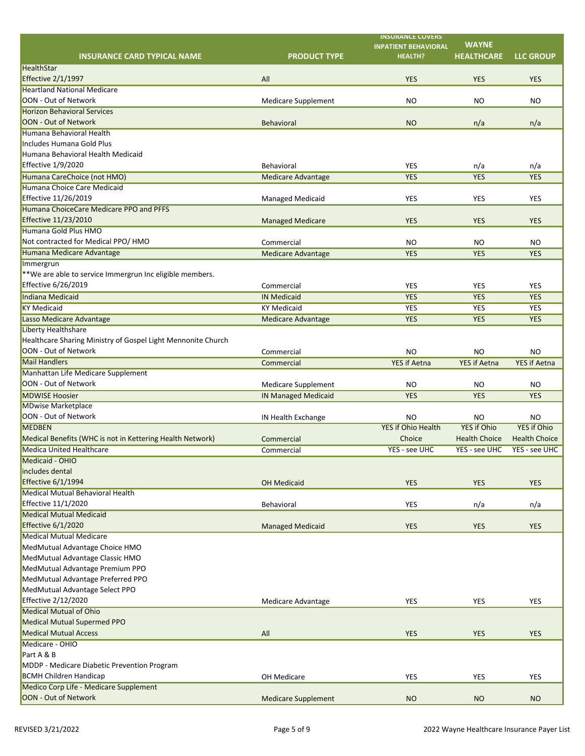| INSURANCE CARD TYPICAL NAME | PRODUCT TYPE | INSURANCE COVERS INPATIENT BEHAVIORAL HEALTH? | WAYNE HEALTHCARE | LLC GROUP |
|---|---|---|---|---|
| HealthStar<br>Effective 2/1/1997 | All | YES | YES | YES |
| Heartland National Medicare<br>OON - Out of Network | Medicare Supplement | NO | NO | NO |
| Horizon Behavioral Services<br>OON - Out of Network | Behavioral | NO | n/a | n/a |
| Humana Behavioral Health<br>Includes Humana Gold Plus<br>Humana Behavioral Health Medicaid<br>Effective 1/9/2020 | Behavioral | YES | n/a | n/a |
| Humana CareChoice (not HMO) | Medicare Advantage | YES | YES | YES |
| Humana Choice Care Medicaid<br>Effective 11/26/2019 | Managed Medicaid | YES | YES | YES |
| Humana ChoiceCare Medicare PPO and PFFS<br>Effective 11/23/2010 | Managed Medicare | YES | YES | YES |
| Humana Gold Plus HMO<br>Not contracted for Medical PPO/ HMO | Commercial | NO | NO | NO |
| Humana Medicare Advantage | Medicare Advantage | YES | YES | YES |
| Immergrun<br>**We are able to service Immergrun Inc eligible members.<br>Effective 6/26/2019 | Commercial | YES | YES | YES |
| Indiana Medicaid | IN Medicaid | YES | YES | YES |
| KY Medicaid | KY Medicaid | YES | YES | YES |
| Lasso Medicare Advantage | Medicare Advantage | YES | YES | YES |
| Liberty Healthshare<br>Healthcare Sharing Ministry of Gospel Light Mennonite Church<br>OON - Out of Network | Commercial | NO | NO | NO |
| Mail Handlers | Commercial | YES if Aetna | YES if Aetna | YES if Aetna |
| Manhattan Life Medicare Supplement<br>OON - Out of Network | Medicare Supplement | NO | NO | NO |
| MDWISE Hoosier | IN Managed Medicaid | YES | YES | YES |
| MDwise Marketplace<br>OON - Out of Network | IN Health Exchange | NO | NO | NO |
| MEDBEN<br>Medical Benefits (WHC is not in Kettering Health Network) | Commercial | YES if Ohio Health Choice | YES if Ohio Health Choice | YES if Ohio Health Choice |
| Medica United Healthcare | Commercial | YES - see UHC | YES - see UHC | YES - see UHC |
| Medicaid - OHIO<br>includes dental<br>Effective 6/1/1994 | OH Medicaid | YES | YES | YES |
| Medical Mutual Behavioral Health<br>Effective 11/1/2020 | Behavioral | YES | n/a | n/a |
| Medical Mutual Medicaid<br>Effective 6/1/2020 | Managed Medicaid | YES | YES | YES |
| Medical Mutual Medicare<br>MedMutual Advantage Choice HMO<br>MedMutual Advantage Classic HMO<br>MedMutual Advantage Premium PPO<br>MedMutual Advantage Preferred PPO<br>MedMutual Advantage Select PPO<br>Effective 2/12/2020 | Medicare Advantage | YES | YES | YES |
| Medical Mutual of Ohio<br>Medical Mutual Supermed PPO<br>Medical Mutual Access | All | YES | YES | YES |
| Medicare - OHIO<br>Part A & B<br>MDDP - Medicare Diabetic Prevention Program<br>BCMH Children Handicap | OH Medicare | YES | YES | YES |
| Medico Corp Life - Medicare Supplement<br>OON - Out of Network | Medicare Supplement | NO | NO | NO |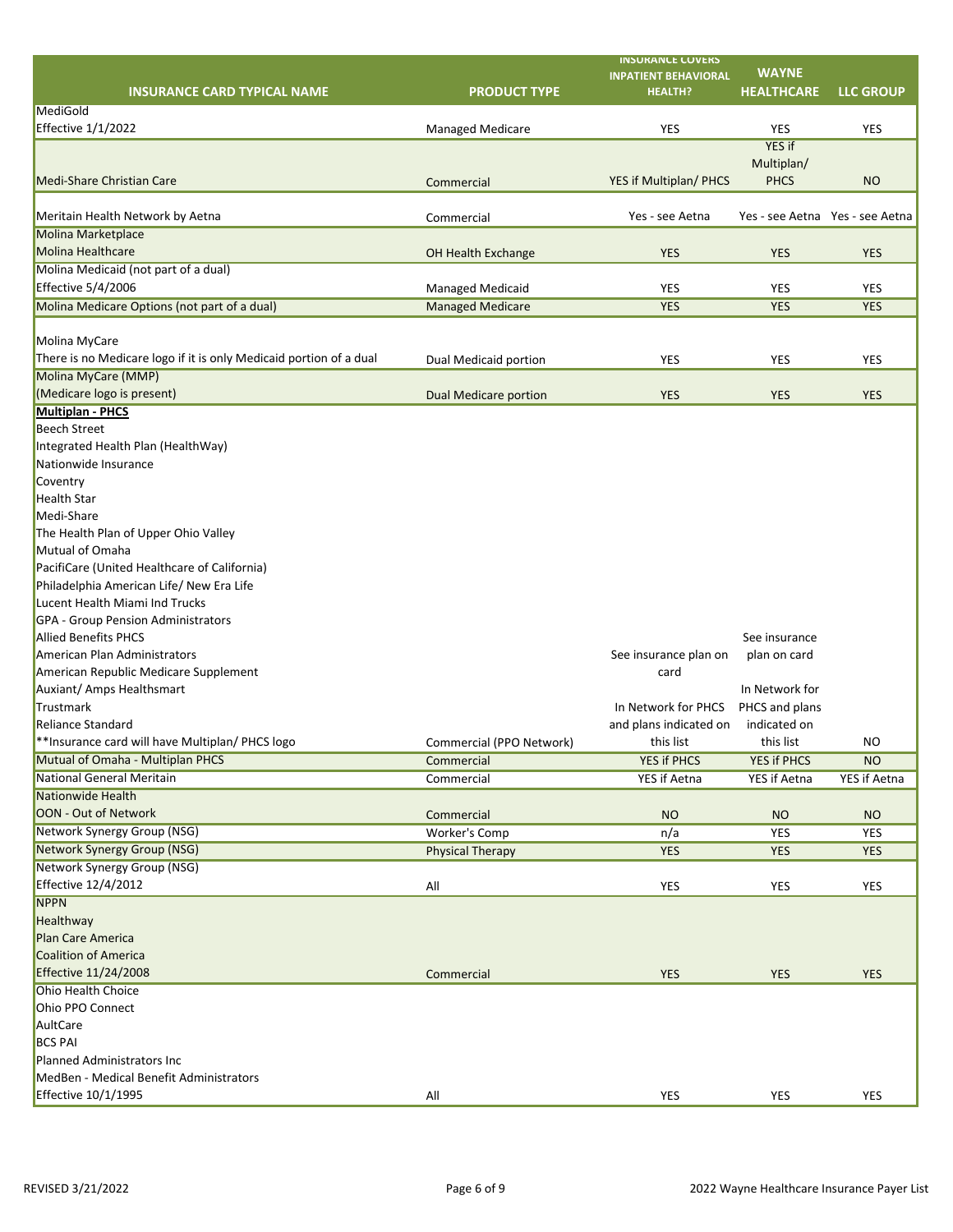| INSURANCE CARD TYPICAL NAME | PRODUCT TYPE | INSURANCE COVERS INPATIENT BEHAVIORAL HEALTH? | WAYNE HEALTHCARE | LLC GROUP |
|---|---|---|---|---|
| MediGold<br>Effective 1/1/2022 | Managed Medicare | YES | YES | YES |
| Medi-Share Christian Care | Commercial | YES if Multiplan/ PHCS | YES if Multiplan/ PHCS | NO |
| Meritain Health Network by Aetna | Commercial | Yes - see Aetna | Yes - see Aetna | Yes - see Aetna |
| Molina Marketplace<br>Molina Healthcare | OH Health Exchange | YES | YES | YES |
| Molina Medicaid (not part of a dual)<br>Effective 5/4/2006 | Managed Medicaid | YES | YES | YES |
| Molina Medicare Options (not part of a dual) | Managed Medicare | YES | YES | YES |
| Molina MyCare<br>There is no Medicare logo if it is only Medicaid portion of a dual | Dual Medicaid portion | YES | YES | YES |
| Molina MyCare (MMP)<br>(Medicare logo is present) | Dual Medicare portion | YES | YES | YES |
| **Multiplan - PHCS**<br>Beech Street<br>Integrated Health Plan (HealthWay)<br>Nationwide Insurance<br>Coventry<br>Health Star<br>Medi-Share<br>The Health Plan of Upper Ohio Valley<br>Mutual of Omaha<br>PacifiCare (United Healthcare of California)<br>Philadelphia American Life/ New Era Life<br>Lucent Health Miami Ind Trucks<br>GPA - Group Pension Administrators<br>Allied Benefits PHCS<br>American Plan Administrators<br>American Republic Medicare Supplement<br>Auxiant/ Amps Healthsmart<br>Trustmark<br>Reliance Standard<br>**Insurance card will have Multiplan/ PHCS logo | Commercial (PPO Network) | See insurance plan on card<br><br>In Network for PHCS and plans indicated on this list | See insurance plan on card<br><br>In Network for PHCS and plans indicated on this list | NO |
| Mutual of Omaha - Multiplan PHCS | Commercial | YES if PHCS | YES if PHCS | NO |
| National General Meritain | Commercial | YES if Aetna | YES if Aetna | YES if Aetna |
| Nationwide Health<br>OON - Out of Network | Commercial | NO | NO | NO |
| Network Synergy Group (NSG) | Worker's Comp | n/a | YES | YES |
| Network Synergy Group (NSG) | Physical Therapy | YES | YES | YES |
| Network Synergy Group (NSG)<br>Effective 12/4/2012 | All | YES | YES | YES |
| NPPN<br>Healthway<br>Plan Care America<br>Coalition of America<br>Effective 11/24/2008 | Commercial | YES | YES | YES |
| Ohio Health Choice<br>Ohio PPO Connect<br>AultCare<br>BCS PAI<br>Planned Administrators Inc<br>MedBen - Medical Benefit Administrators<br>Effective 10/1/1995 | All | YES | YES | YES |

REVISED 3/21/2022

2022 Wayne Healthcare Insurance Payer List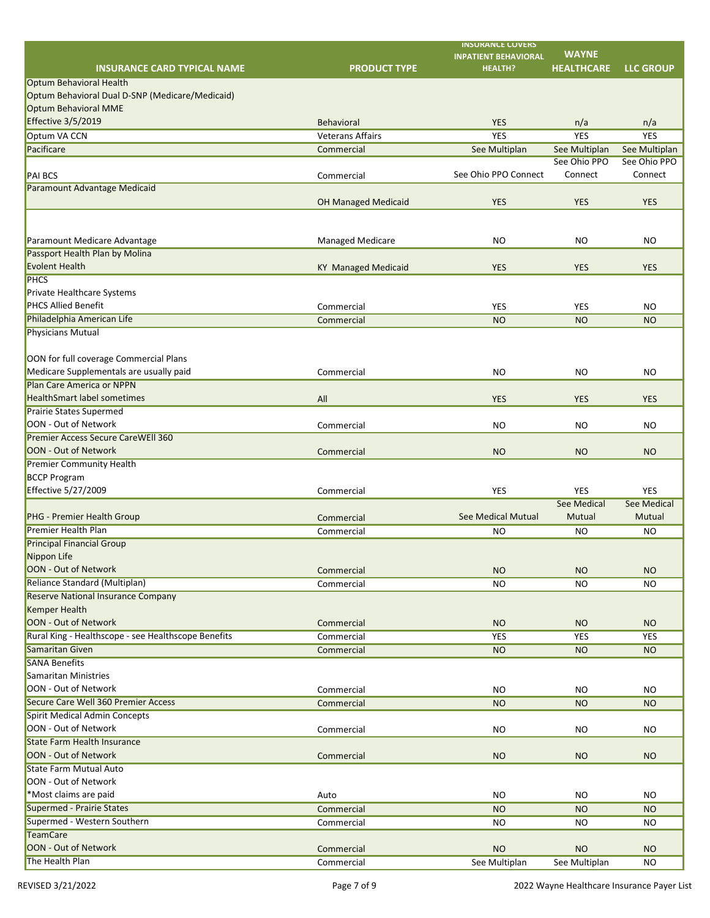| INSURANCE CARD TYPICAL NAME | PRODUCT TYPE | INSURANCE COVERS INPATIENT BEHAVIORAL HEALTH? | WAYNE HEALTHCARE | LLC GROUP |
|---|---|---|---|---|
| Optum Behavioral Health<br>Optum Behavioral Dual D-SNP (Medicare/Medicaid)<br>Optum Behavioral MME<br>Effective 3/5/2019 | Behavioral | YES | n/a | n/a |
| Optum VA CCN | Veterans Affairs | YES | YES | YES |
| Pacificare | Commercial | See Multiplan | See Multiplan | See Multiplan |
| PAI BCS | Commercial | See Ohio PPO Connect | See Ohio PPO Connect | See Ohio PPO Connect |
| Paramount Advantage Medicaid | OH Managed Medicaid | YES | YES | YES |
| Paramount Medicare Advantage | Managed Medicare | NO | NO | NO |
| Passport Health Plan by Molina<br>Evolent Health | KY Managed Medicaid | YES | YES | YES |
| PHCS<br>Private Healthcare Systems<br>PHCS Allied Benefit | Commercial | YES | YES | NO |
| Philadelphia American Life | Commercial | NO | NO | NO |
| Physicians Mutual<br><br>OON for full coverage Commercial Plans<br>Medicare Supplementals are usually paid | Commercial | NO | NO | NO |
| Plan Care America or NPPN<br>HealthSmart label sometimes | All | YES | YES | YES |
| Prairie States Supermed<br>OON - Out of Network | Commercial | NO | NO | NO |
| Premier Access Secure CareWEll 360<br>OON - Out of Network | Commercial | NO | NO | NO |
| Premier Community Health<br>BCCP Program<br>Effective 5/27/2009 | Commercial | YES | YES | YES |
| PHG - Premier Health Group | Commercial | See Medical Mutual | See Medical Mutual | See Medical Mutual |
| Premier Health Plan | Commercial | NO | NO | NO |
| Principal Financial Group<br>Nippon Life<br>OON - Out of Network | Commercial | NO | NO | NO |
| Reliance Standard (Multiplan) | Commercial | NO | NO | NO |
| Reserve National Insurance Company<br>Kemper Health<br>OON - Out of Network | Commercial | NO | NO | NO |
| Rural King - Healthscope - see Healthscope Benefits | Commercial | YES | YES | YES |
| Samaritan Given | Commercial | NO | NO | NO |
| SANA Benefits<br>Samaritan Ministries<br>OON - Out of Network | Commercial | NO | NO | NO |
| Secure Care Well 360 Premier Access | Commercial | NO | NO | NO |
| Spirit Medical Admin Concepts<br>OON - Out of Network | Commercial | NO | NO | NO |
| State Farm Health Insurance<br>OON - Out of Network | Commercial | NO | NO | NO |
| State Farm Mutual Auto<br>OON - Out of Network<br>*Most claims are paid | Auto | NO | NO | NO |
| Supermed - Prairie States | Commercial | NO | NO | NO |
| Supermed - Western Southern | Commercial | NO | NO | NO |
| TeamCare<br>OON - Out of Network | Commercial | NO | NO | NO |
| The Health Plan | Commercial | See Multiplan | See Multiplan | NO |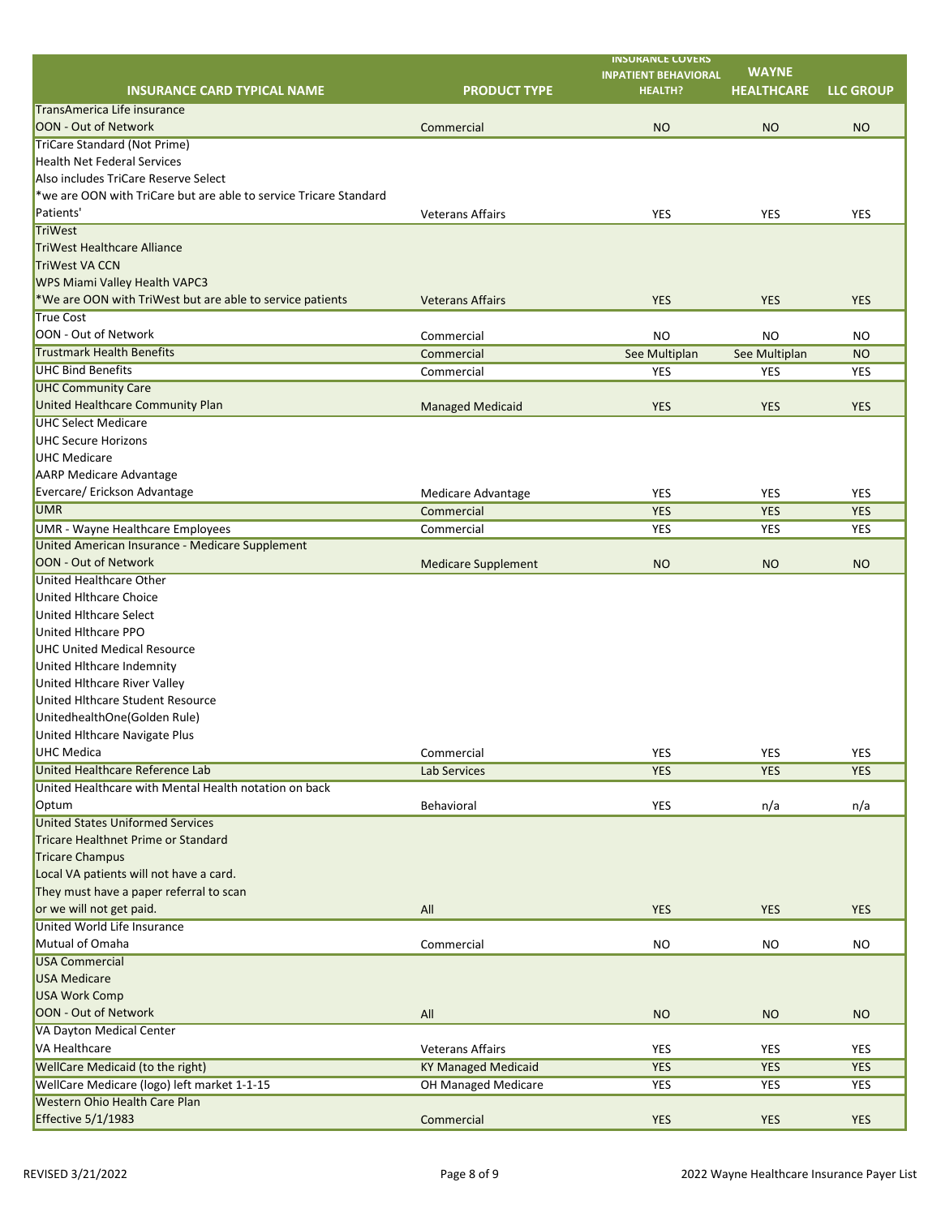| INSURANCE CARD TYPICAL NAME | PRODUCT TYPE | INSURANCE COVERS INPATIENT BEHAVIORAL HEALTH? | WAYNE HEALTHCARE | LLC GROUP |
|---|---|---|---|---|
| TransAmerica Life insurance<br>OON - Out of Network | Commercial | NO | NO | NO |
| TriCare Standard (Not Prime)<br>Health Net Federal Services<br>Also includes TriCare Reserve Select<br>*we are OON with TriCare but are able to service Tricare Standard Patients' | Veterans Affairs | YES | YES | YES |
| TriWest<br>TriWest Healthcare Alliance<br>TriWest VA CCN<br>WPS Miami Valley Health VAPC3<br>*We are OON with TriWest but are able to service patients | Veterans Affairs | YES | YES | YES |
| True Cost<br>OON - Out of Network | Commercial | NO | NO | NO |
| Trustmark Health Benefits | Commercial | See Multiplan | See Multiplan | NO |
| UHC Bind Benefits | Commercial | YES | YES | YES |
| UHC Community Care<br>United Healthcare Community Plan | Managed Medicaid | YES | YES | YES |
| UHC Select Medicare<br>UHC Secure Horizons<br>UHC Medicare<br>AARP Medicare Advantage<br>Evercare/ Erickson Advantage | Medicare Advantage | YES | YES | YES |
| UMR | Commercial | YES | YES | YES |
| UMR - Wayne Healthcare Employees | Commercial | YES | YES | YES |
| United American Insurance - Medicare Supplement<br>OON - Out of Network | Medicare Supplement | NO | NO | NO |
| United Healthcare Other<br>United Hlthcare Choice<br>United Hlthcare Select<br>United Hlthcare PPO<br>UHC United Medical Resource<br>United Hlthcare Indemnity<br>United Hlthcare River Valley<br>United Hlthcare Student Resource<br>UnitedhealthOne(Golden Rule)<br>United Hlthcare Navigate Plus<br>UHC Medica | Commercial | YES | YES | YES |
| United Healthcare Reference Lab | Lab Services | YES | YES | YES |
| United Healthcare with Mental Health notation on back<br>Optum | Behavioral | YES | n/a | n/a |
| United States Uniformed Services<br>Tricare Healthnet Prime or Standard<br>Tricare Champus<br>Local VA patients will not have a card.<br>They must have a paper referral to scan<br>or we will not get paid. | All | YES | YES | YES |
| United World Life Insurance<br>Mutual of Omaha | Commercial | NO | NO | NO |
| USA Commercial<br>USA Medicare<br>USA Work Comp<br>OON - Out of Network | All | NO | NO | NO |
| VA Dayton Medical Center<br>VA Healthcare | Veterans Affairs | YES | YES | YES |
| WellCare Medicaid (to the right) | KY Managed Medicaid | YES | YES | YES |
| WellCare Medicare (logo) left market 1-1-15 | OH Managed Medicare | YES | YES | YES |
| Western Ohio Health Care Plan<br>Effective 5/1/1983 | Commercial | YES | YES | YES |

REVISED 3/21/2022

2022 Wayne Healthcare Insurance Payer List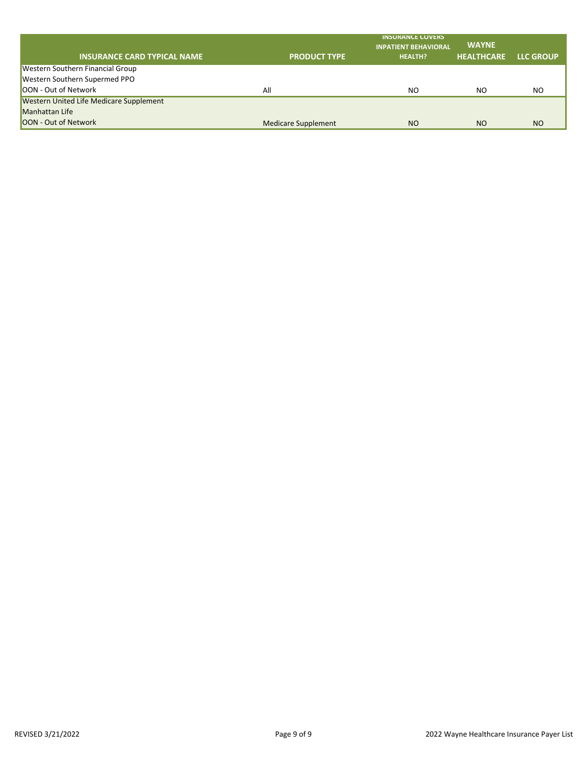| INSURANCE CARD TYPICAL NAME | PRODUCT TYPE | INSURANCE COVERS INPATIENT BEHAVIORAL HEALTH? | WAYNE HEALTHCARE | LLC GROUP |
|---|---|---|---|---|
| Western Southern Financial Group<br>Western Southern Supermed PPO<br>OON - Out of Network | All | NO | NO | NO |
| Western United Life Medicare Supplement<br>Manhattan Life<br>OON - Out of Network | Medicare Supplement | NO | NO | NO |